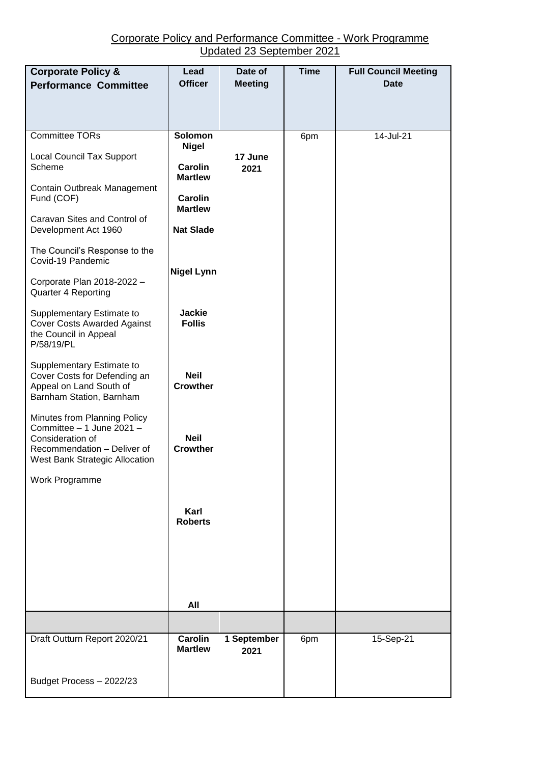Corporate Policy and Performance Committee - Work Programme
Updated 23 September 2021

| Corporate Policy & Performance Committee | Lead Officer | Date of Meeting | Time | Full Council Meeting Date |
|---|---|---|---|---|
| Committee TORs<br><br>Local Council Tax Support Scheme<br><br>Contain Outbreak Management Fund (COF)<br><br>Caravan Sites and Control of Development Act 1960<br><br>The Council's Response to the Covid-19 Pandemic<br><br>Corporate Plan 2018-2022 – Quarter 4 Reporting<br><br>Supplementary Estimate to Cover Costs Awarded Against the Council in Appeal P/58/19/PL<br><br>Supplementary Estimate to Cover Costs for Defending an Appeal on Land South of Barnham Station, Barnham<br><br>Minutes from Planning Policy Committee – 1 June 2021 – Consideration of Recommendation – Deliver of West Bank Strategic Allocation<br><br>Work Programme | **Solomon Nigel**<br><br>**Carolin Martlew**<br><br>**Carolin Martlew**<br><br>**Nat Slade**<br><br>**Nigel Lynn**<br><br>**Jackie Follis**<br><br>**Neil Crowther**<br><br>**Neil Crowther**<br><br>**Karl Roberts**<br><br>**All** | **17 June 2021** | 6pm | 14-Jul-21 |
| | | | | |
| Draft Outturn Report 2020/21<br><br>Budget Process – 2022/23 | **Carolin Martlew** | **1 September 2021** | 6pm | 15-Sep-21 |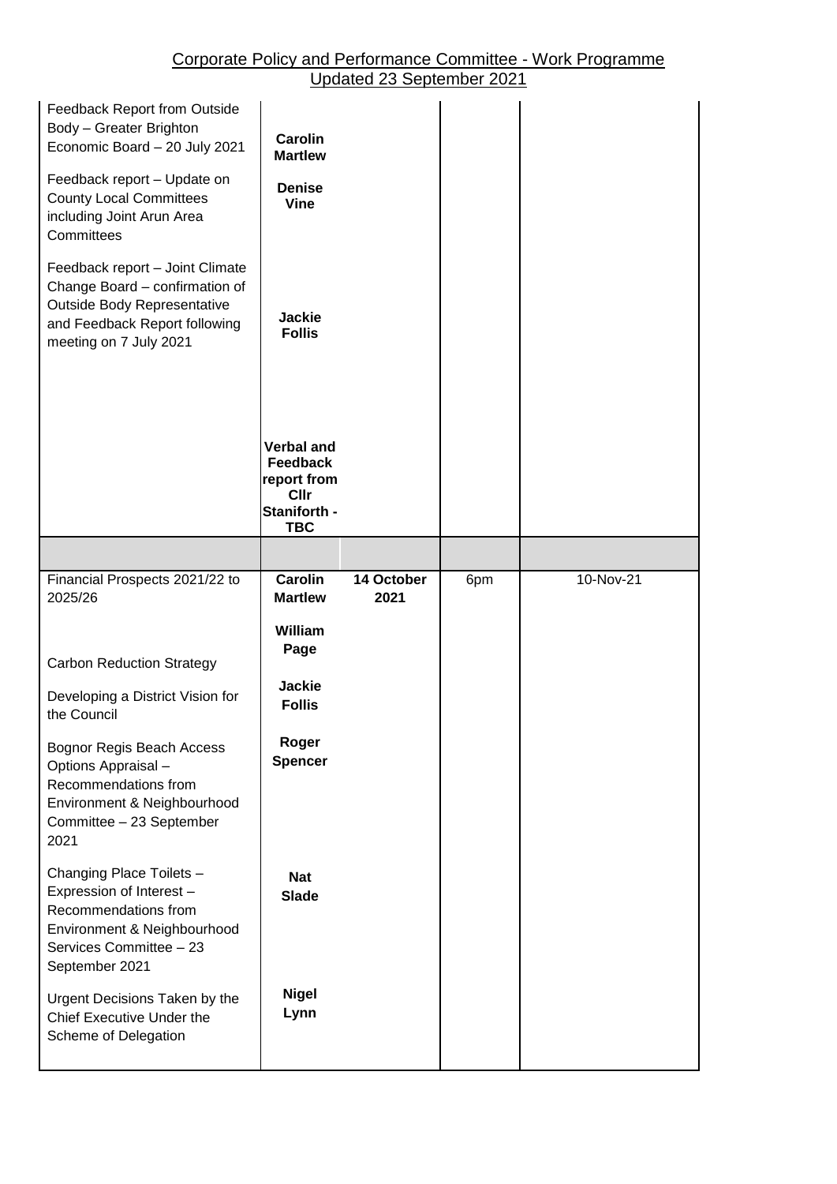## Corporate Policy and Performance Committee - Work Programme
Updated 23 September 2021

| | | | | |
|---|---|---|---|---|
| Feedback Report from Outside Body – Greater Brighton Economic Board – 20 July 2021 | **Carolin Martlew** | | | |
| Feedback report – Update on County Local Committees including Joint Arun Area Committees | **Denise Vine** | | | |
| Feedback report – Joint Climate Change Board – confirmation of Outside Body Representative and Feedback Report following meeting on 7 July 2021 | **Jackie Follis** | | | |
| | **Verbal and Feedback report from Cllr Staniforth - TBC** | | | |
| | | | | |
| Financial Prospects 2021/22 to 2025/26 | **Carolin Martlew** | **14 October 2021** | 6pm | 10-Nov-21 |
| Carbon Reduction Strategy | **William Page** | | | |
| Developing a District Vision for the Council | **Jackie Follis** | | | |
| Bognor Regis Beach Access Options Appraisal – Recommendations from Environment & Neighbourhood Committee – 23 September 2021 | **Roger Spencer** | | | |
| Changing Place Toilets – Expression of Interest – Recommendations from Environment & Neighbourhood Services Committee – 23 September 2021 | **Nat Slade** | | | |
| Urgent Decisions Taken by the Chief Executive Under the Scheme of Delegation | **Nigel Lynn** | | | |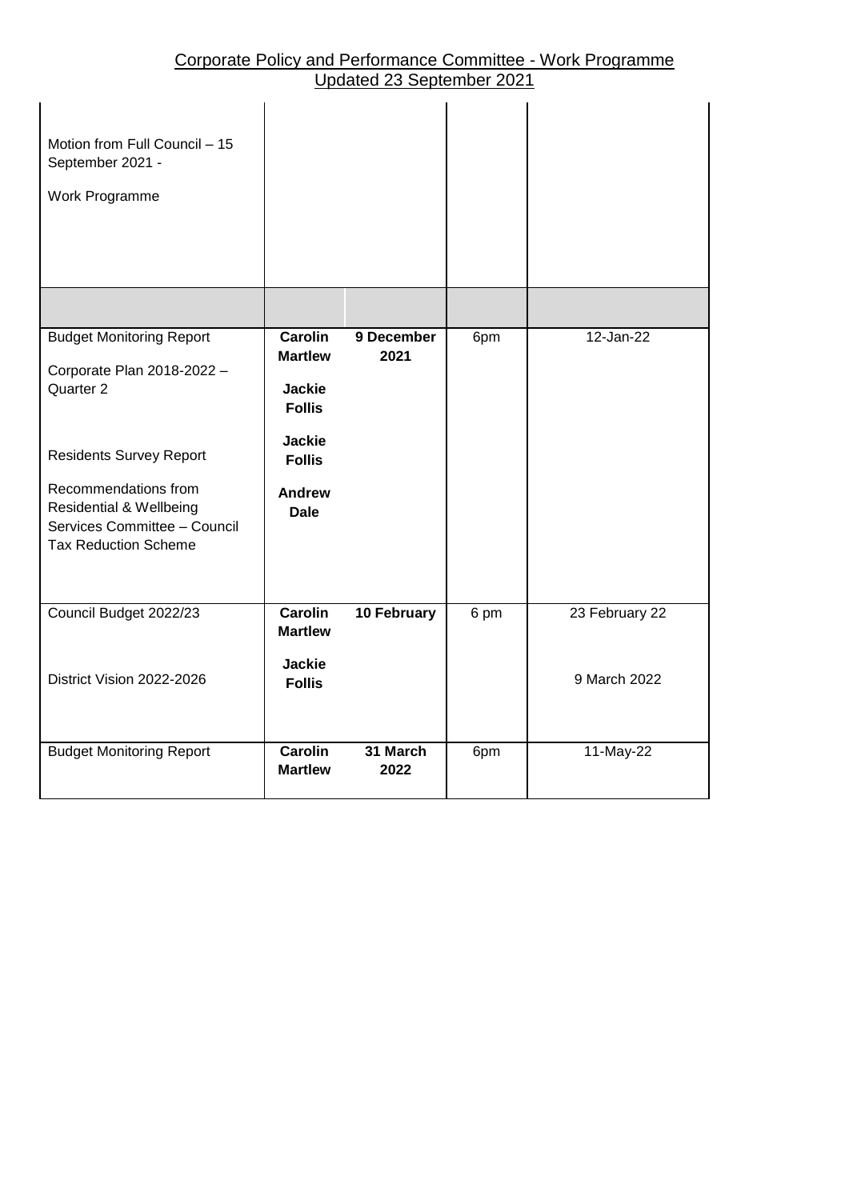Corporate Policy and Performance Committee - Work Programme
Updated 23 September 2021

| | | | | |
|---|---|---|---|---|
| Motion from Full Council – 15 September 2021 -<br><br>Work Programme | | | | |
| | | | | |
| Budget Monitoring Report<br><br>Corporate Plan 2018-2022 – Quarter 2<br><br>Residents Survey Report<br><br>Recommendations from Residential & Wellbeing Services Committee – Council Tax Reduction Scheme | **Carolin Martlew**<br><br>**Jackie Follis**<br><br>**Jackie Follis**<br><br>**Andrew Dale** | **9 December 2021** | 6pm | 12-Jan-22 |
| Council Budget 2022/23<br><br>District Vision 2022-2026 | **Carolin Martlew**<br><br>**Jackie Follis** | **10 February** | 6 pm | 23 February 22<br><br>9 March 2022 |
| Budget Monitoring Report | **Carolin Martlew** | **31 March 2022** | 6pm | 11-May-22 |